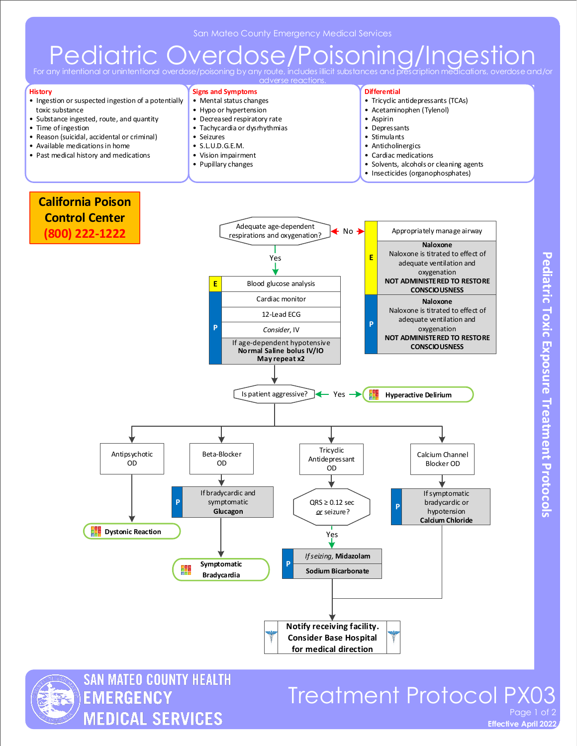San Mateo County Emergency Medical Services

# Pediatric Overdose/Poisoning/Ingestion

For any intentional or unintentional overdose/poisoning by any route, includes illicit substances and prescription medications, overdose and/or adverse reactions.

**History**
- Ingestion or suspected ingestion of a potentially toxic substance
- Substance ingested, route, and quantity
- Time of ingestion
- Reason (suicidal, accidental or criminal)
- Available medications in home
- Past medical history and medications

**Signs and Symptoms**
- Mental status changes
- Hypo or hypertension
- Decreased respiratory rate
- Tachycardia or dysrhythmias
- Seizures
- S.L.U.D.G.E.M.
- Vision impairment
- Pupillary changes

**Differential**
- Tricyclic antidepressants (TCAs)
- Acetaminophen (Tylenol)
- Aspirin
- Depressants
- Stimulants
- Anticholinergics
- Cardiac medications
- Solvents, alcohols or cleaning agents
- Insecticides (organophosphates)

**California Poison Control Center**
**(800) 222-1222**

Adequate age-dependent respirations and oxygenation?

- **No** →
  - Appropriately manage airway
  - E: **Naloxone** — Naloxone is titrated to effect of adequate ventilation and oxygenation. **NOT ADMINISTERED TO RESTORE CONSCIOUSNESS**
  - P: **Naloxone** — Naloxone is titrated to effect of adequate ventilation and oxygenation. **NOT ADMINISTERED TO RESTORE CONSCIOUSNESS**
- **Yes** ↓
  - E: Blood glucose analysis
  - P: Cardiac monitor
  - P: 12-Lead ECG
  - P: *Consider*, IV
  - P: If age-dependent hypotensive **Normal Saline bolus IV/IO May repeat x2**

Is patient aggressive? — **Yes** → **Hyperactive Delirium**

- **Antipsychotic OD** → **Dystonic Reaction**
- **Beta-Blocker OD** → P: If bradycardic and symptomatic **Glucagon** → **Symptomatic Bradycardia**
- **Tricyclic Antidepressant OD** → QRS ≥ 0.12 sec *or* seizure? → **Yes** → P: *If seizing,* **Midazolam**; **Sodium Bicarbonate**
- **Calcium Channel Blocker OD** → P: If symptomatic bradycardic or hypotension **Calcium Chloride**

**Notify receiving facility. Consider Base Hospital for medical direction**

Pediatric Toxic Exposure Treatment Protocols

SAN MATEO COUNTY HEALTH EMERGENCY MEDICAL SERVICES

Treatment Protocol PX03

Effective April 2022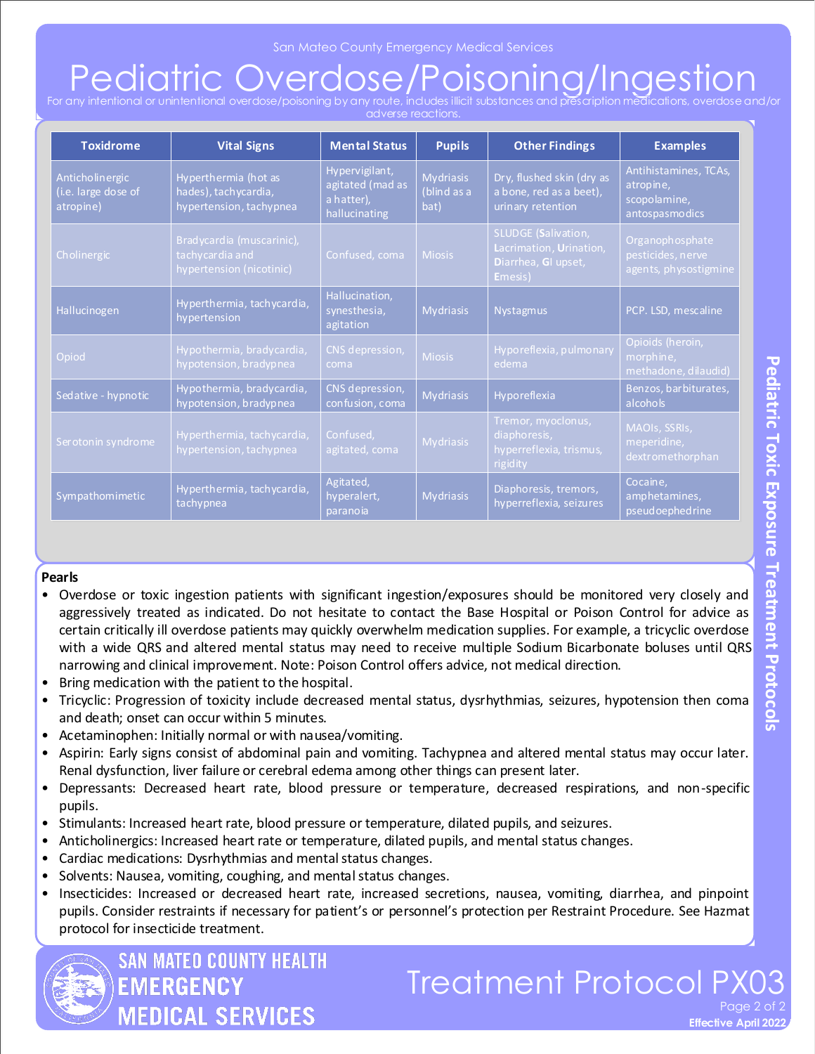San Mateo County Emergency Medical Services

# Pediatric Overdose/Poisoning/Ingestion

For any intentional or unintentional overdose/poisoning by any route, includes illicit substances and prescription medications, overdose and/or adverse reactions.

| Toxidrome | Vital Signs | Mental Status | Pupils | Other Findings | Examples |
|---|---|---|---|---|---|
| Anticholinergic (i.e. large dose of atropine) | Hyperthermia (hot as hades), tachycardia, hypertension, tachypnea | Hypervigilant, agitated (mad as a hatter), hallucinating | Mydriasis (blind as a bat) | Dry, flushed skin (dry as a bone, red as a beet), urinary retention | Antihistamines, TCAs, atropine, scopolamine, antospasmodics |
| Cholinergic | Bradycardia (muscarinic), tachycardia and hypertension (nicotinic) | Confused, coma | Miosis | SLUDGE (**S**alivation, **L**acrimation, **U**rination, **D**iarrhea, **GI** upset, **E**mesis) | Organophosphate pesticides, nerve agents, physostigmine |
| Hallucinogen | Hyperthermia, tachycardia, hypertension | Hallucination, synesthesia, agitation | Mydriasis | Nystagmus | PCP. LSD, mescaline |
| Opiod | Hypothermia, bradycardia, hypotension, bradypnea | CNS depression, coma | Miosis | Hyporeflexia, pulmonary edema | Opioids (heroin, morphine, methadone, dilaudid) |
| Sedative - hypnotic | Hypothermia, bradycardia, hypotension, bradypnea | CNS depression, confusion, coma | Mydriasis | Hyporeflexia | Benzos, barbiturates, alcohols |
| Serotonin syndrome | Hyperthermia, tachycardia, hypertension, tachypnea | Confused, agitated, coma | Mydriasis | Tremor, myoclonus, diaphoresis, hyperreflexia, trismus, rigidity | MAOIs, SSRIs, meperidine, dextromethorphan |
| Sympathomimetic | Hyperthermia, tachycardia, tachypnea | Agitated, hyperalert, paranoia | Mydriasis | Diaphoresis, tremors, hyperreflexia, seizures | Cocaine, amphetamines, pseudoephedrine |

**Pearls**

- Overdose or toxic ingestion patients with significant ingestion/exposures should be monitored very closely and aggressively treated as indicated. Do not hesitate to contact the Base Hospital or Poison Control for advice as certain critically ill overdose patients may quickly overwhelm medication supplies. For example, a tricyclic overdose with a wide QRS and altered mental status may need to receive multiple Sodium Bicarbonate boluses until QRS narrowing and clinical improvement. Note: Poison Control offers advice, not medical direction.
- Bring medication with the patient to the hospital.
- Tricyclic: Progression of toxicity include decreased mental status, dysrhythmias, seizures, hypotension then coma and death; onset can occur within 5 minutes.
- Acetaminophen: Initially normal or with nausea/vomiting.
- Aspirin: Early signs consist of abdominal pain and vomiting. Tachypnea and altered mental status may occur later. Renal dysfunction, liver failure or cerebral edema among other things can present later.
- Depressants: Decreased heart rate, blood pressure or temperature, decreased respirations, and non-specific pupils.
- Stimulants: Increased heart rate, blood pressure or temperature, dilated pupils, and seizures.
- Anticholinergics: Increased heart rate or temperature, dilated pupils, and mental status changes.
- Cardiac medications: Dysrhythmias and mental status changes.
- Solvents: Nausea, vomiting, coughing, and mental status changes.
- Insecticides: Increased or decreased heart rate, increased secretions, nausea, vomiting, diarrhea, and pinpoint pupils. Consider restraints if necessary for patient's or personnel's protection per Restraint Procedure. See Hazmat protocol for insecticide treatment.

Pediatric Toxic Exposure Treatment Protocols

SAN MATEO COUNTY HEALTH EMERGENCY MEDICAL SERVICES

Treatment Protocol PX03

Effective April 2022